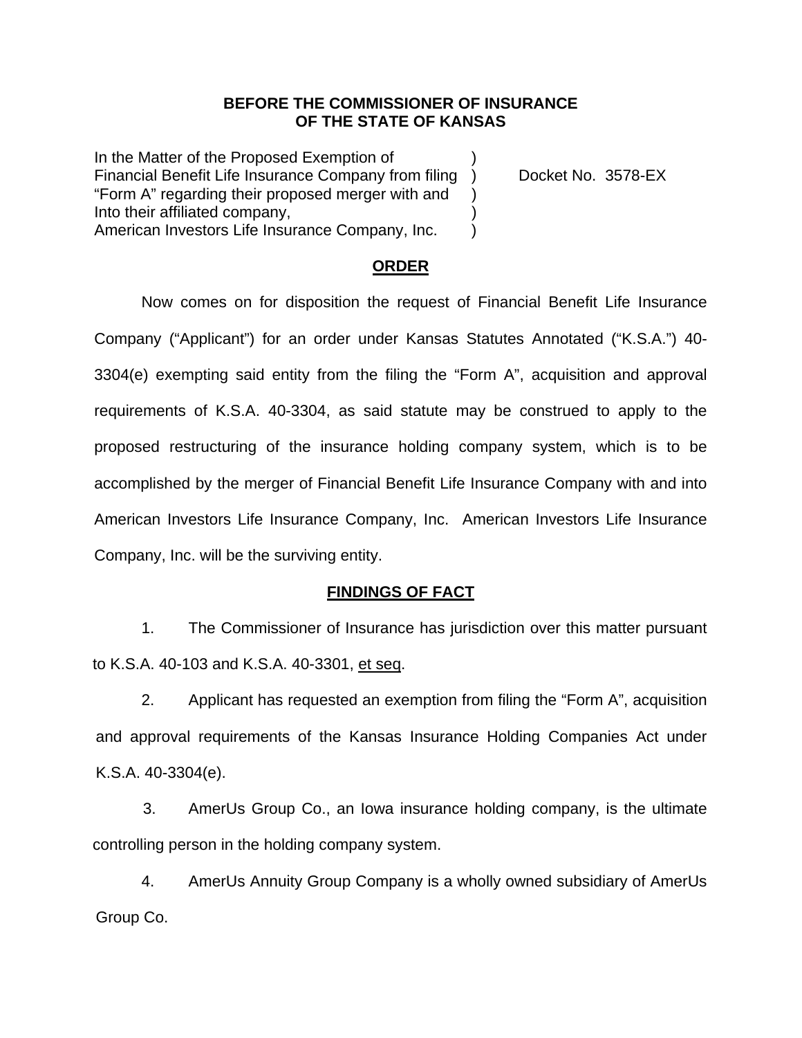**BEFORE THE COMMISSIONER OF INSURANCE**
**OF THE STATE OF KANSAS**

In the Matter of the Proposed Exemption of Financial Benefit Life Insurance Company from filing "Form A" regarding their proposed merger with and Into their affiliated company, American Investors Life Insurance Company, Inc.

Docket No. 3578-EX

## ORDER

Now comes on for disposition the request of Financial Benefit Life Insurance Company ("Applicant") for an order under Kansas Statutes Annotated ("K.S.A.") 40-3304(e) exempting said entity from the filing the "Form A", acquisition and approval requirements of K.S.A. 40-3304, as said statute may be construed to apply to the proposed restructuring of the insurance holding company system, which is to be accomplished by the merger of Financial Benefit Life Insurance Company with and into American Investors Life Insurance Company, Inc. American Investors Life Insurance Company, Inc. will be the surviving entity.

## FINDINGS OF FACT

1. The Commissioner of Insurance has jurisdiction over this matter pursuant to K.S.A. 40-103 and K.S.A. 40-3301, et seq.

2. Applicant has requested an exemption from filing the "Form A", acquisition and approval requirements of the Kansas Insurance Holding Companies Act under K.S.A. 40-3304(e).

3. AmerUs Group Co., an Iowa insurance holding company, is the ultimate controlling person in the holding company system.

4. AmerUs Annuity Group Company is a wholly owned subsidiary of AmerUs Group Co.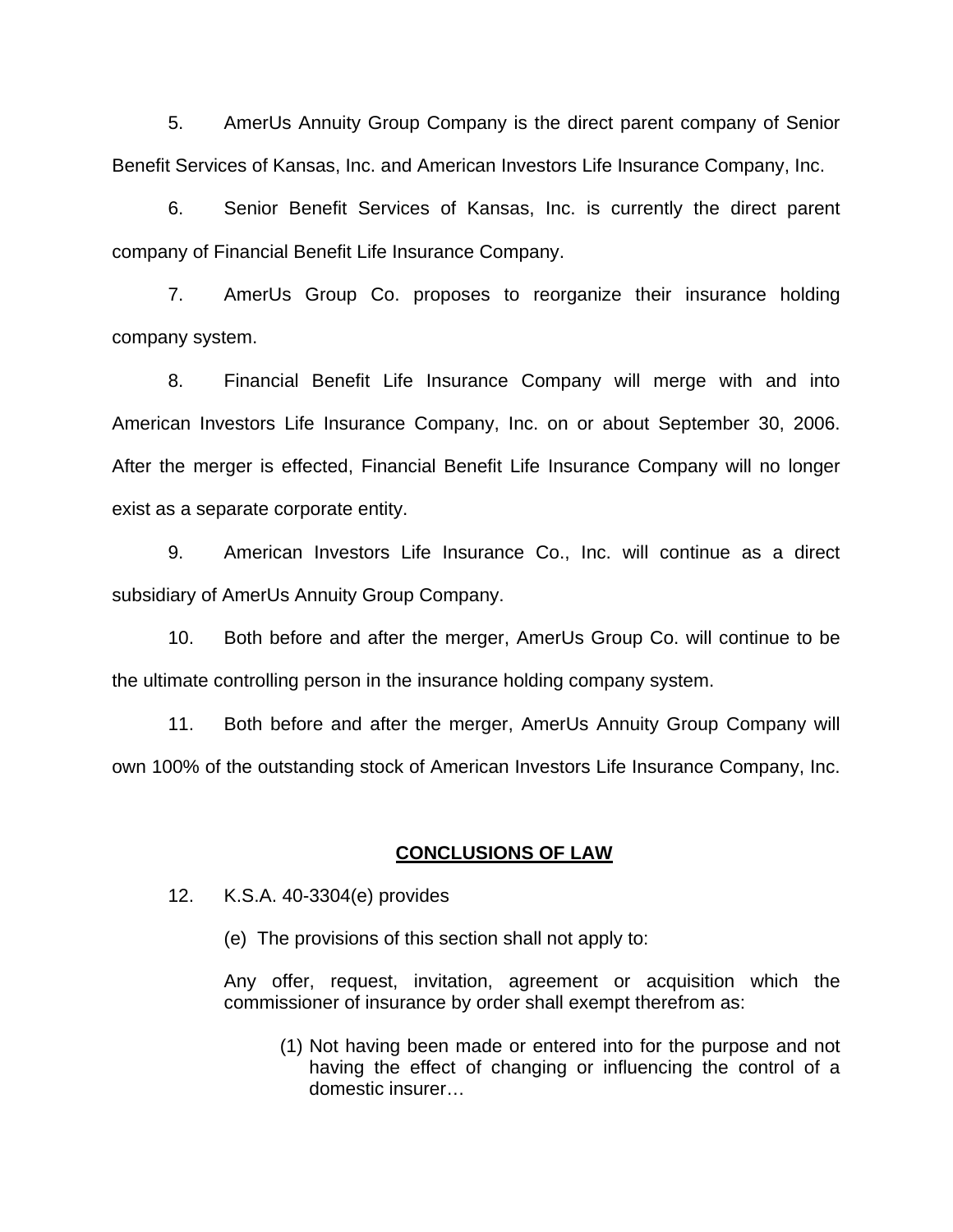5. AmerUs Annuity Group Company is the direct parent company of Senior Benefit Services of Kansas, Inc. and American Investors Life Insurance Company, Inc.

6. Senior Benefit Services of Kansas, Inc. is currently the direct parent company of Financial Benefit Life Insurance Company.

7. AmerUs Group Co. proposes to reorganize their insurance holding company system.

8. Financial Benefit Life Insurance Company will merge with and into American Investors Life Insurance Company, Inc. on or about September 30, 2006. After the merger is effected, Financial Benefit Life Insurance Company will no longer exist as a separate corporate entity.

9. American Investors Life Insurance Co., Inc. will continue as a direct subsidiary of AmerUs Annuity Group Company.

10. Both before and after the merger, AmerUs Group Co. will continue to be the ultimate controlling person in the insurance holding company system.

11. Both before and after the merger, AmerUs Annuity Group Company will own 100% of the outstanding stock of American Investors Life Insurance Company, Inc.

## CONCLUSIONS OF LAW

12. K.S.A. 40-3304(e) provides

> (e) The provisions of this section shall not apply to:
>
> Any offer, request, invitation, agreement or acquisition which the commissioner of insurance by order shall exempt therefrom as:
>
> > (1) Not having been made or entered into for the purpose and not having the effect of changing or influencing the control of a domestic insurer…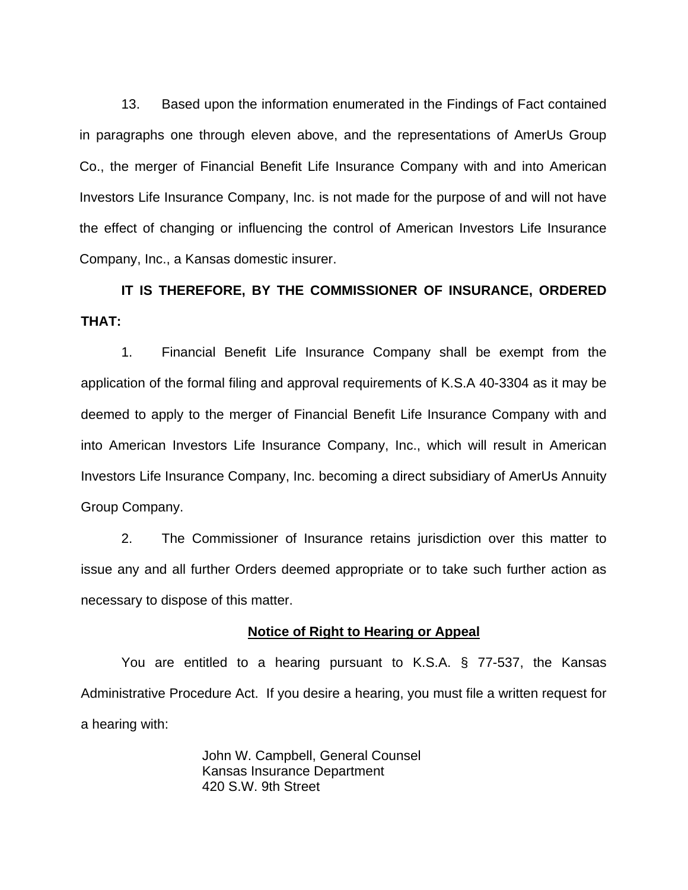13. Based upon the information enumerated in the Findings of Fact contained in paragraphs one through eleven above, and the representations of AmerUs Group Co., the merger of Financial Benefit Life Insurance Company with and into American Investors Life Insurance Company, Inc. is not made for the purpose of and will not have the effect of changing or influencing the control of American Investors Life Insurance Company, Inc., a Kansas domestic insurer.

**IT IS THEREFORE, BY THE COMMISSIONER OF INSURANCE, ORDERED THAT:**

1. Financial Benefit Life Insurance Company shall be exempt from the application of the formal filing and approval requirements of K.S.A 40-3304 as it may be deemed to apply to the merger of Financial Benefit Life Insurance Company with and into American Investors Life Insurance Company, Inc., which will result in American Investors Life Insurance Company, Inc. becoming a direct subsidiary of AmerUs Annuity Group Company.

2. The Commissioner of Insurance retains jurisdiction over this matter to issue any and all further Orders deemed appropriate or to take such further action as necessary to dispose of this matter.

**Notice of Right to Hearing or Appeal**

You are entitled to a hearing pursuant to K.S.A. § 77-537, the Kansas Administrative Procedure Act. If you desire a hearing, you must file a written request for a hearing with:

John W. Campbell, General Counsel
Kansas Insurance Department
420 S.W. 9th Street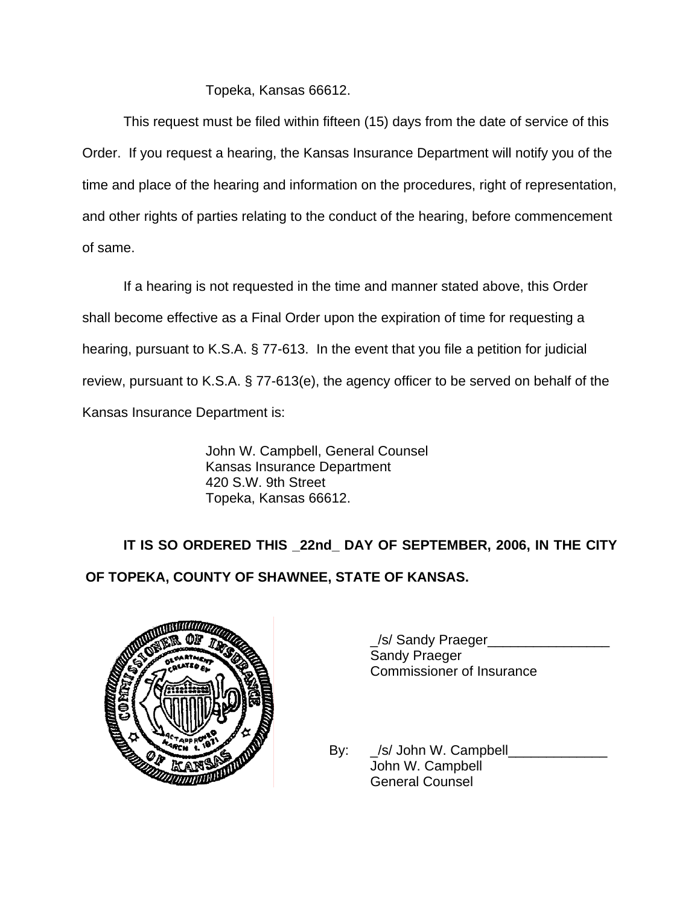Topeka, Kansas 66612.

This request must be filed within fifteen (15) days from the date of service of this Order. If you request a hearing, the Kansas Insurance Department will notify you of the time and place of the hearing and information on the procedures, right of representation, and other rights of parties relating to the conduct of the hearing, before commencement of same.

If a hearing is not requested in the time and manner stated above, this Order shall become effective as a Final Order upon the expiration of time for requesting a hearing, pursuant to K.S.A. § 77-613. In the event that you file a petition for judicial review, pursuant to K.S.A. § 77-613(e), the agency officer to be served on behalf of the Kansas Insurance Department is:

John W. Campbell, General Counsel
Kansas Insurance Department
420 S.W. 9th Street
Topeka, Kansas 66612.

**IT IS SO ORDERED THIS _22nd_ DAY OF SEPTEMBER, 2006, IN THE CITY OF TOPEKA, COUNTY OF SHAWNEE, STATE OF KANSAS.**

_/s/ Sandy Praeger________________
Sandy Praeger
Commissioner of Insurance

By: _/s/ John W. Campbell_____________
John W. Campbell
General Counsel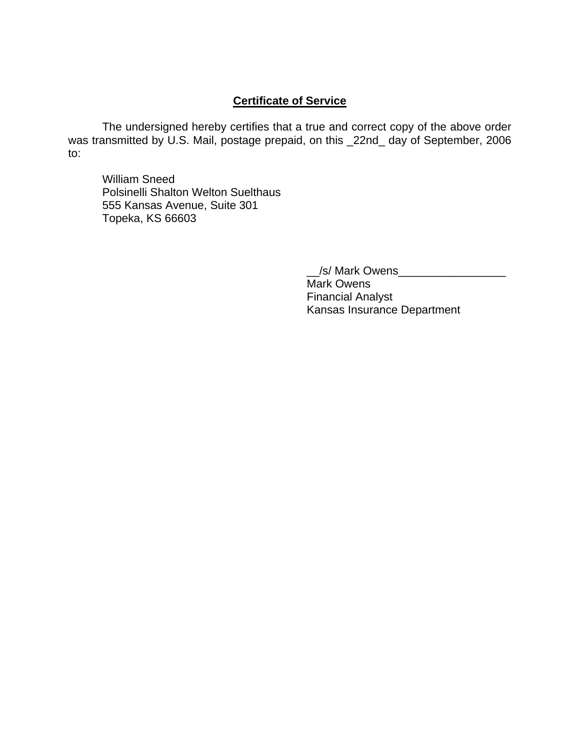**Certificate of Service**

The undersigned hereby certifies that a true and correct copy of the above order was transmitted by U.S. Mail, postage prepaid, on this _22nd_ day of September, 2006 to:

William Sneed
Polsinelli Shalton Welton Suelthaus
555 Kansas Avenue, Suite 301
Topeka, KS 66603

__/s/ Mark Owens_________________
Mark Owens
Financial Analyst
Kansas Insurance Department